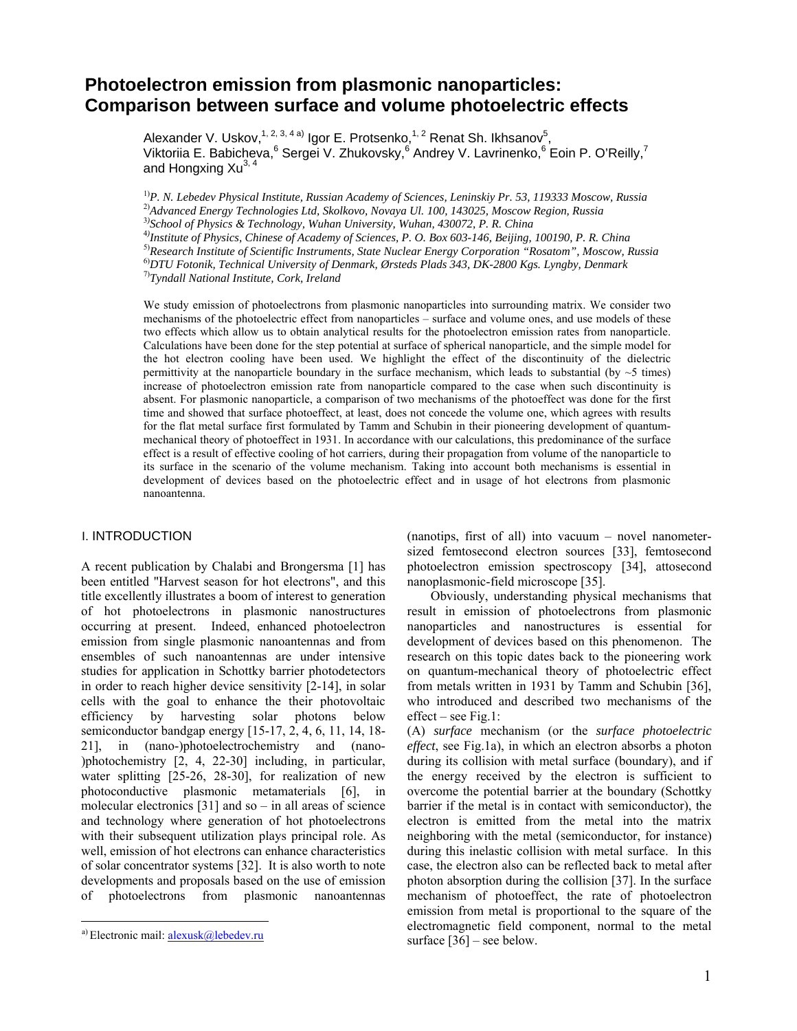# Photoelectron emission from plasmonic nanoparticles: Comparison between surface and volume photoelectric effects

Alexander V. Uskov,[1, 2, 3, 4 a)] Igor E. Protsenko,[1, 2] Renat Sh. Ikhsanov[5], Viktoriia E. Babicheva,[6] Sergei V. Zhukovsky,[6] Andrey V. Lavrinenko,[6] Eoin P. O'Reilly,[7] and Hongxing Xu[3, 4]

[1)] *P. N. Lebedev Physical Institute, Russian Academy of Sciences, Leninskiy Pr. 53, 119333 Moscow, Russia*
[2)] *Advanced Energy Technologies Ltd, Skolkovo, Novaya Ul. 100, 143025, Moscow Region, Russia*
[3)] *School of Physics & Technology, Wuhan University, Wuhan, 430072, P. R. China*
[4)] *Institute of Physics, Chinese of Academy of Sciences, P. O. Box 603-146, Beijing, 100190, P. R. China*
[5)] *Research Institute of Scientific Instruments, State Nuclear Energy Corporation "Rosatom", Moscow, Russia*
[6)] *DTU Fotonik, Technical University of Denmark, Ørsteds Plads 343, DK-2800 Kgs. Lyngby, Denmark*
[7)] *Tyndall National Institute, Cork, Ireland*

We study emission of photoelectrons from plasmonic nanoparticles into surrounding matrix. We consider two mechanisms of the photoelectric effect from nanoparticles – surface and volume ones, and use models of these two effects which allow us to obtain analytical results for the photoelectron emission rates from nanoparticle. Calculations have been done for the step potential at surface of spherical nanoparticle, and the simple model for the hot electron cooling have been used. We highlight the effect of the discontinuity of the dielectric permittivity at the nanoparticle boundary in the surface mechanism, which leads to substantial (by ~5 times) increase of photoelectron emission rate from nanoparticle compared to the case when such discontinuity is absent. For plasmonic nanoparticle, a comparison of two mechanisms of the photoeffect was done for the first time and showed that surface photoeffect, at least, does not concede the volume one, which agrees with results for the flat metal surface first formulated by Tamm and Schubin in their pioneering development of quantum-mechanical theory of photoeffect in 1931. In accordance with our calculations, this predominance of the surface effect is a result of effective cooling of hot carriers, during their propagation from volume of the nanoparticle to its surface in the scenario of the volume mechanism. Taking into account both mechanisms is essential in development of devices based on the photoelectric effect and in usage of hot electrons from plasmonic nanoantenna.

## I. INTRODUCTION

A recent publication by Chalabi and Brongersma [1] has been entitled "Harvest season for hot electrons", and this title excellently illustrates a boom of interest to generation of hot photoelectrons in plasmonic nanostructures occurring at present. Indeed, enhanced photoelectron emission from single plasmonic nanoantennas and from ensembles of such nanoantennas are under intensive studies for application in Schottky barrier photodetectors in order to reach higher device sensitivity [2-14], in solar cells with the goal to enhance the their photovoltaic efficiency by harvesting solar photons below semiconductor bandgap energy [15-17, 2, 4, 6, 11, 14, 18-21], in (nano-)photoelectrochemistry and (nano-)photochemistry [2, 4, 22-30] including, in particular, water splitting [25-26, 28-30], for realization of new photoconductive plasmonic metamaterials [6], in molecular electronics [31] and so – in all areas of science and technology where generation of hot photoelectrons with their subsequent utilization plays principal role. As well, emission of hot electrons can enhance characteristics of solar concentrator systems [32]. It is also worth to note developments and proposals based on the use of emission of photoelectrons from plasmonic nanoantennas (nanotips, first of all) into vacuum – novel nanometer-sized femtosecond electron sources [33], femtosecond photoelectron emission spectroscopy [34], attosecond nanoplasmonic-field microscope [35].

Obviously, understanding physical mechanisms that result in emission of photoelectrons from plasmonic nanoparticles and nanostructures is essential for development of devices based on this phenomenon. The research on this topic dates back to the pioneering work on quantum-mechanical theory of photoelectric effect from metals written in 1931 by Tamm and Schubin [36], who introduced and described two mechanisms of the effect – see Fig.1:

(A) *surface* mechanism (or the *surface photoelectric effect*, see Fig.1a), in which an electron absorbs a photon during its collision with metal surface (boundary), and if the energy received by the electron is sufficient to overcome the potential barrier at the boundary (Schottky barrier if the metal is in contact with semiconductor), the electron is emitted from the metal into the matrix neighboring with the metal (semiconductor, for instance) during this inelastic collision with metal surface. In this case, the electron also can be reflected back to metal after photon absorption during the collision [37]. In the surface mechanism of photoeffect, the rate of photoelectron emission from metal is proportional to the square of the electromagnetic field component, normal to the metal surface [36] – see below.

a) Electronic mail: alexusk@lebedev.ru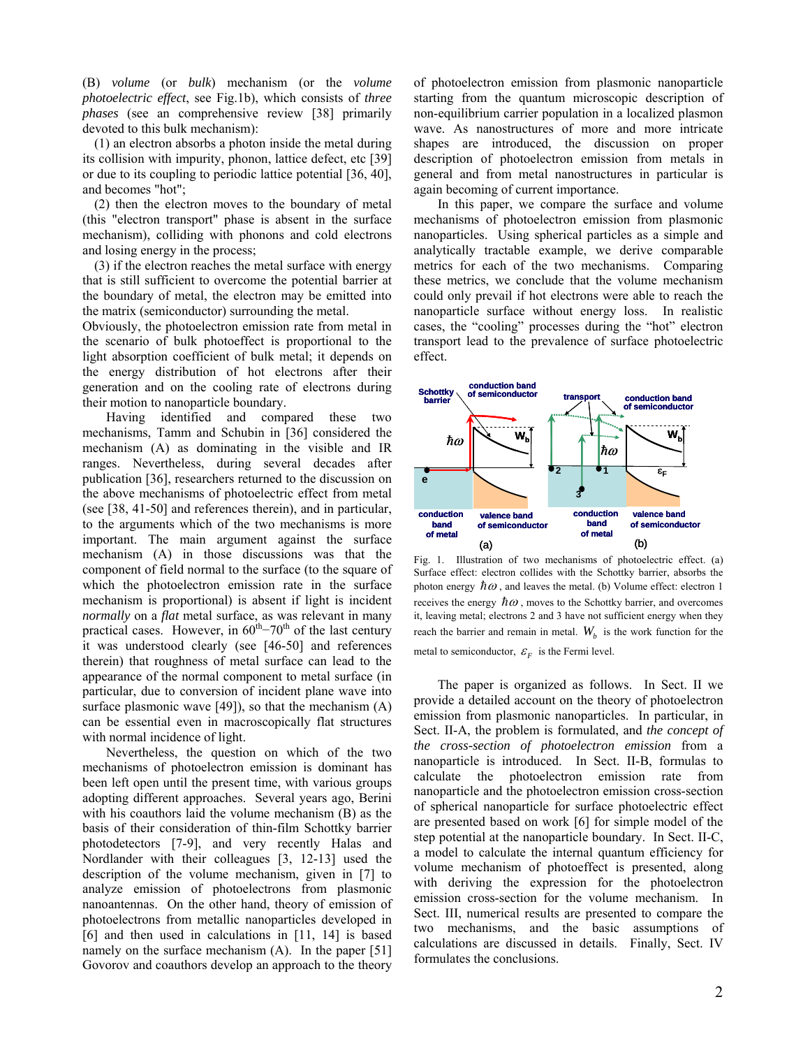(B) *volume* (or *bulk*) mechanism (or the *volume photoelectric effect*, see Fig.1b), which consists of *three phases* (see an comprehensive review [38] primarily devoted to this bulk mechanism):

(1) an electron absorbs a photon inside the metal during its collision with impurity, phonon, lattice defect, etc [39] or due to its coupling to periodic lattice potential [36, 40], and becomes "hot";

(2) then the electron moves to the boundary of metal (this "electron transport" phase is absent in the surface mechanism), colliding with phonons and cold electrons and losing energy in the process;

(3) if the electron reaches the metal surface with energy that is still sufficient to overcome the potential barrier at the boundary of metal, the electron may be emitted into the matrix (semiconductor) surrounding the metal.

Obviously, the photoelectron emission rate from metal in the scenario of bulk photoeffect is proportional to the light absorption coefficient of bulk metal; it depends on the energy distribution of hot electrons after their generation and on the cooling rate of electrons during their motion to nanoparticle boundary.

Having identified and compared these two mechanisms, Tamm and Schubin in [36] considered the mechanism (A) as dominating in the visible and IR ranges. Nevertheless, during several decades after publication [36], researchers returned to the discussion on the above mechanisms of photoelectric effect from metal (see [38, 41-50] and references therein), and in particular, to the arguments which of the two mechanisms is more important. The main argument against the surface mechanism (A) in those discussions was that the component of field normal to the surface (to the square of which the photoelectron emission rate in the surface mechanism is proportional) is absent if light is incident *normally* on a *flat* metal surface, as was relevant in many practical cases. However, in $60^{th}$–$70^{th}$ of the last century it was understood clearly (see [46-50] and references therein) that roughness of metal surface can lead to the appearance of the normal component to metal surface (in particular, due to conversion of incident plane wave into surface plasmonic wave [49]), so that the mechanism (A) can be essential even in macroscopically flat structures with normal incidence of light.

Nevertheless, the question on which of the two mechanisms of photoelectron emission is dominant has been left open until the present time, with various groups adopting different approaches. Several years ago, Berini with his coauthors laid the volume mechanism (B) as the basis of their consideration of thin-film Schottky barrier photodetectors [7-9], and very recently Halas and Nordlander with their colleagues [3, 12-13] used the description of the volume mechanism, given in [7] to analyze emission of photoelectrons from plasmonic nanoantennas. On the other hand, theory of emission of photoelectrons from metallic nanoparticles developed in [6] and then used in calculations in [11, 14] is based namely on the surface mechanism (A). In the paper [51] Govorov and coauthors develop an approach to the theory of photoelectron emission from plasmonic nanoparticle starting from the quantum microscopic description of non-equilibrium carrier population in a localized plasmon wave. As nanostructures of more and more intricate shapes are introduced, the discussion on proper description of photoelectron emission from metals in general and from metal nanostructures in particular is again becoming of current importance.

In this paper, we compare the surface and volume mechanisms of photoelectron emission from plasmonic nanoparticles. Using spherical particles as a simple and analytically tractable example, we derive comparable metrics for each of the two mechanisms. Comparing these metrics, we conclude that the volume mechanism could only prevail if hot electrons were able to reach the nanoparticle surface without energy loss. In realistic cases, the "cooling" processes during the "hot" electron transport lead to the prevalence of surface photoelectric effect.

Fig. 1. Illustration of two mechanisms of photoelectric effect. (a) Surface effect: electron collides with the Schottky barrier, absorbs the photon energy $\hbar\omega$, and leaves the metal. (b) Volume effect: electron 1 receives the energy $\hbar\omega$, moves to the Schottky barrier, and overcomes it, leaving metal; electrons 2 and 3 have not sufficient energy when they reach the barrier and remain in metal. $W_b$ is the work function for the metal to semiconductor, $\varepsilon_F$ is the Fermi level.

The paper is organized as follows. In Sect. II we provide a detailed account on the theory of photoelectron emission from plasmonic nanoparticles. In particular, in Sect. II-A, the problem is formulated, and *the concept of the cross-section of photoelectron emission* from a nanoparticle is introduced. In Sect. II-B, formulas to calculate the photoelectron emission rate from nanoparticle and the photoelectron emission cross-section of spherical nanoparticle for surface photoelectric effect are presented based on work [6] for simple model of the step potential at the nanoparticle boundary. In Sect. II-C, a model to calculate the internal quantum efficiency for volume mechanism of photoeffect is presented, along with deriving the expression for the photoelectron emission cross-section for the volume mechanism. In Sect. III, numerical results are presented to compare the two mechanisms, and the basic assumptions of calculations are discussed in details. Finally, Sect. IV formulates the conclusions.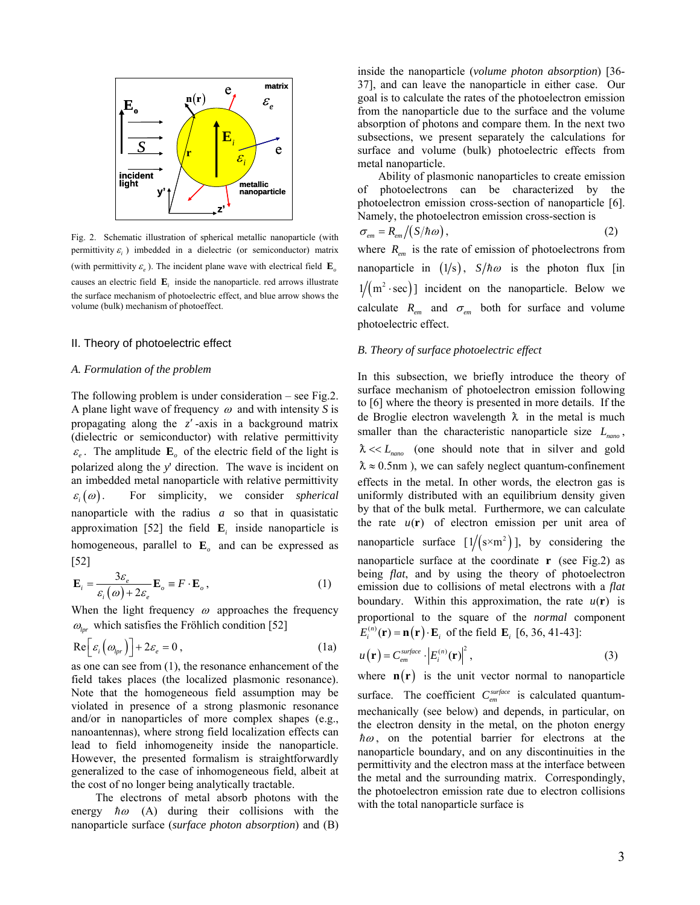Fig. 2. Schematic illustration of spherical metallic nanoparticle (with permittivity $\varepsilon_i$) imbedded in a dielectric (or semiconductor) matrix (with permittivity $\varepsilon_e$). The incident plane wave with electrical field $\mathbf{E}_o$ causes an electric field $\mathbf{E}_i$ inside the nanoparticle. red arrows illustrate the surface mechanism of photoelectric effect, and blue arrow shows the volume (bulk) mechanism of photoeffect.

## II. Theory of photoelectric effect

### A. Formulation of the problem

The following problem is under consideration – see Fig.2. A plane light wave of frequency $\omega$ and with intensity *S* is propagating along the $z'$-axis in a background matrix (dielectric or semiconductor) with relative permittivity $\varepsilon_e$. The amplitude $\mathbf{E}_o$ of the electric field of the light is polarized along the *y*' direction. The wave is incident on an imbedded metal nanoparticle with relative permittivity $\varepsilon_i(\omega)$. For simplicity, we consider *spherical* nanoparticle with the radius *a* so that in quasistatic approximation [52] the field $\mathbf{E}_i$ inside nanoparticle is homogeneous, parallel to $\mathbf{E}_o$ and can be expressed as [52]

$$\mathbf{E}_i = \frac{3\varepsilon_e}{\varepsilon_i(\omega)+2\varepsilon_e}\mathbf{E}_o \equiv F\cdot\mathbf{E}_o\,, \tag{1}$$

When the light frequency $\omega$ approaches the frequency $\omega_{lpr}$ which satisfies the Fröhlich condition [52]

$$\mathrm{Re}\left[\varepsilon_i(\omega_{lpr})\right]+2\varepsilon_e = 0\,, \tag{1a}$$

as one can see from (1), the resonance enhancement of the field takes places (the localized plasmonic resonance). Note that the homogeneous field assumption may be violated in presence of a strong plasmonic resonance and/or in nanoparticles of more complex shapes (e.g., nanoantennas), where strong field localization effects can lead to field inhomogeneity inside the nanoparticle. However, the presented formalism is straightforwardly generalized to the case of inhomogeneous field, albeit at the cost of no longer being analytically tractable.

The electrons of metal absorb photons with the energy $\hbar\omega$ (A) during their collisions with the nanoparticle surface (*surface photon absorption*) and (B) inside the nanoparticle (*volume photon absorption*) [36-37], and can leave the nanoparticle in either case. Our goal is to calculate the rates of the photoelectron emission from the nanoparticle due to the surface and the volume absorption of photons and compare them. In the next two subsections, we present separately the calculations for surface and volume (bulk) photoelectric effects from metal nanoparticle.

Ability of plasmonic nanoparticles to create emission of photoelectrons can be characterized by the photoelectron emission cross-section of nanoparticle [6]. Namely, the photoelectron emission cross-section is

$$\sigma_{em} = R_{em}/(S/\hbar\omega)\,, \tag{2}$$

where $R_{em}$ is the rate of emission of photoelectrons from nanoparticle in $(1/\mathrm{s})$, $S/\hbar\omega$ is the photon flux [in $1/(\mathrm{m}^2\cdot\mathrm{sec})$] incident on the nanoparticle. Below we calculate $R_{em}$ and $\sigma_{em}$ both for surface and volume photoelectric effect.

### B. Theory of surface photoelectric effect

In this subsection, we briefly introduce the theory of surface mechanism of photoelectron emission following to [6] where the theory is presented in more details. If the de Broglie electron wavelength $\lambda$ in the metal is much smaller than the characteristic nanoparticle size $L_{nano}$, $\lambda << L_{nano}$ (one should note that in silver and gold $\lambda \approx 0.5\mathrm{nm}$), we can safely neglect quantum-confinement effects in the metal. In other words, the electron gas is uniformly distributed with an equilibrium density given by that of the bulk metal. Furthermore, we can calculate the rate $u(\mathbf{r})$ of electron emission per unit area of nanoparticle surface [$1/(\mathrm{s}\times\mathrm{m}^2)$], by considering the nanoparticle surface at the coordinate $\mathbf{r}$ (see Fig.2) as being *flat*, and by using the theory of photoelectron emission due to collisions of metal electrons with a *flat* boundary. Within this approximation, the rate $u(\mathbf{r})$ is proportional to the square of the *normal* component $E_i^{(n)}(\mathbf{r}) = \mathbf{n}(\mathbf{r})\cdot\mathbf{E}_i$ of the field $\mathbf{E}_i$ [6, 36, 41-43]:

$$u(\mathbf{r}) = C_{em}^{surface}\cdot\left|E_i^{(n)}(\mathbf{r})\right|^2\,, \tag{3}$$

where $\mathbf{n}(\mathbf{r})$ is the unit vector normal to nanoparticle surface. The coefficient $C_{em}^{surface}$ is calculated quantum-mechanically (see below) and depends, in particular, on the electron density in the metal, on the photon energy $\hbar\omega$, on the potential barrier for electrons at the nanoparticle boundary, and on any discontinuities in the permittivity and the electron mass at the interface between the metal and the surrounding matrix. Correspondingly, the photoelectron emission rate due to electron collisions with the total nanoparticle surface is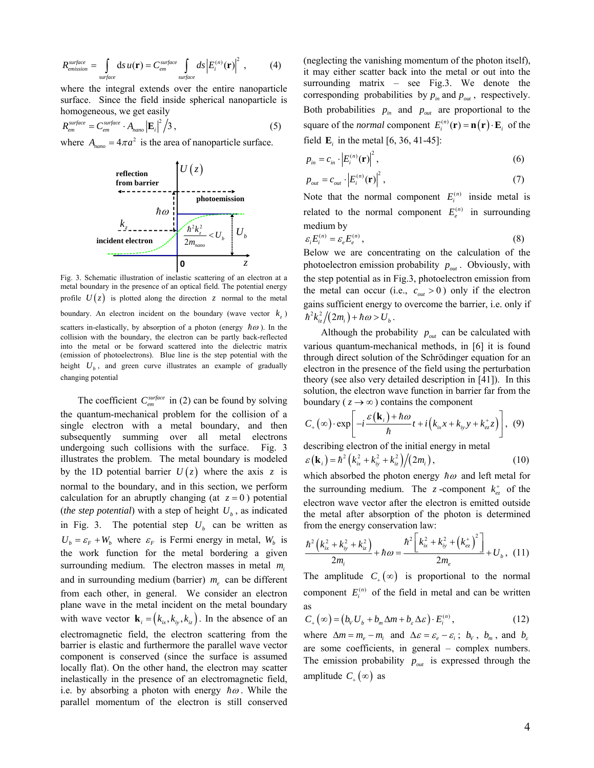$$R_{emission}^{surface} = \int_{surface} \mathrm{d}s\, u(\mathbf{r}) = C_{em}^{surface} \int_{surface} ds \left| E_i^{(n)}(\mathbf{r}) \right|^2 , \qquad (4)$$

where the integral extends over the entire nanoparticle surface. Since the field inside spherical nanoparticle is homogeneous, we get easily

$$R_{em}^{surface} = C_{em}^{surface} \cdot A_{nano} \left| \mathbf{E}_i \right|^2 / 3 , \qquad (5)$$

where $A_{nano} = 4\pi a^2$ is the area of nanoparticle surface.

Fig. 3. Schematic illustration of inelastic scattering of an electron at a metal boundary in the presence of an optical field. The potential energy profile $U(z)$ is plotted along the direction $z$ normal to the metal boundary. An electron incident on the boundary (wave vector $k_z$) scatters in-elastically, by absorption of a photon (energy $\hbar\omega$). In the collision with the boundary, the electron can be partly back-reflected into the metal or be forward scattered into the dielectric matrix (emission of photoelectrons). Blue line is the step potential with the height $U_b$, and green curve illustrates an example of gradually changing potential

The coefficient $C_{em}^{surface}$ in (2) can be found by solving the quantum-mechanical problem for the collision of a single electron with a metal boundary, and then subsequently summing over all metal electrons undergoing such collisions with the surface. Fig. 3 illustrates the problem. The metal boundary is modeled by the 1D potential barrier $U(z)$ where the axis $z$ is normal to the boundary, and in this section, we perform calculation for an abruptly changing (at $z=0$) potential (*the step potential*) with a step of height $U_b$, as indicated in Fig. 3. The potential step $U_b$ can be written as $U_b = \varepsilon_F + W_b$ where $\varepsilon_F$ is Fermi energy in metal, $W_b$ is the work function for the metal bordering a given surrounding medium. The electron masses in metal $m_i$ and in surrounding medium (barrier) $m_e$ can be different from each other, in general. We consider an electron plane wave in the metal incident on the metal boundary with wave vector $\mathbf{k}_i = (k_{ix}, k_{iy}, k_{iz})$. In the absence of an electromagnetic field, the electron scattering from the barrier is elastic and furthermore the parallel wave vector component is conserved (since the surface is assumed locally flat). On the other hand, the electron may scatter inelastically in the presence of an electromagnetic field, i.e. by absorbing a photon with energy $\hbar\omega$. While the parallel momentum of the electron is still conserved (neglecting the vanishing momentum of the photon itself), it may either scatter back into the metal or out into the surrounding matrix – see Fig.3. We denote the corresponding probabilities by $p_{in}$ and $p_{out}$, respectively. Both probabilities $p_{in}$ and $p_{out}$ are proportional to the square of the *normal* component $E_i^{(n)}(\mathbf{r}) = \mathbf{n}(\mathbf{r}) \cdot \mathbf{E}_i$ of the field $\mathbf{E}_i$ in the metal [6, 36, 41-45]:

$$p_{in} = c_{in} \cdot \left| E_i^{(n)}(\mathbf{r}) \right|^2 , \qquad (6)$$

$$p_{out} = c_{out} \cdot \left| E_i^{(n)}(\mathbf{r}) \right|^2 , \qquad (7)$$

Note that the normal component $E_i^{(n)}$ inside metal is related to the normal component $E_e^{(n)}$ in surrounding medium by

$$\varepsilon_i E_i^{(n)} = \varepsilon_e E_e^{(n)} , \qquad (8)$$

Below we are concentrating on the calculation of the photoelectron emission probability $p_{out}$. Obviously, with the step potential as in Fig.3, photoelectron emission from the metal can occur (i.e., $c_{out} > 0$) only if the electron gains sufficient energy to overcome the barrier, i.e. only if $\hbar^2 k_{iz}^2 / (2m_i) + \hbar\omega > U_b$.

Although the probability $p_{out}$ can be calculated with various quantum-mechanical methods, in [6] it is found through direct solution of the Schrödinger equation for an electron in the presence of the field using the perturbation theory (see also very detailed description in [41]). In this solution, the electron wave function in barrier far from the boundary ($z \to \infty$) contains the component

$$C_+(\infty) \cdot \exp\left[ -i \frac{\varepsilon(\mathbf{k}_i) + \hbar\omega}{\hbar} t + i\left( k_{ix} x + k_{iy} y + k_{ez}^+ z \right) \right], \quad (9)$$

describing electron of the initial energy in metal

$$\varepsilon(\mathbf{k}_i) = \hbar^2 \left( k_{ix}^2 + k_{iy}^2 + k_{iz}^2 \right) / (2m_i) , \qquad (10)$$

which absorbed the photon energy $\hbar\omega$ and left metal for the surrounding medium. The $z$-component $k_{ez}^+$ of the electron wave vector after the electron is emitted outside the metal after absorption of the photon is determined from the energy conservation law:

$$\frac{\hbar^2 \left( k_{ix}^2 + k_{iy}^2 + k_{iz}^2 \right)}{2m_i} + \hbar\omega = \frac{\hbar^2 \left[ k_{ix}^2 + k_{iy}^2 + \left( k_{ez}^+ \right)^2 \right]}{2m_e} + U_b , \quad (11)$$

The amplitude $C_+(\infty)$ is proportional to the normal component $E_i^{(n)}$ of the field in metal and can be written as

$$C_+(\infty) = \left( b_V U_b + b_m \Delta m + b_\varepsilon \Delta\varepsilon \right) \cdot E_i^{(n)} , \qquad (12)$$

where $\Delta m = m_e - m_i$ and $\Delta\varepsilon = \varepsilon_e - \varepsilon_i$; $b_V$, $b_m$, and $b_\varepsilon$ are some coefficients, in general – complex numbers. The emission probability $p_{out}$ is expressed through the amplitude $C_+(\infty)$ as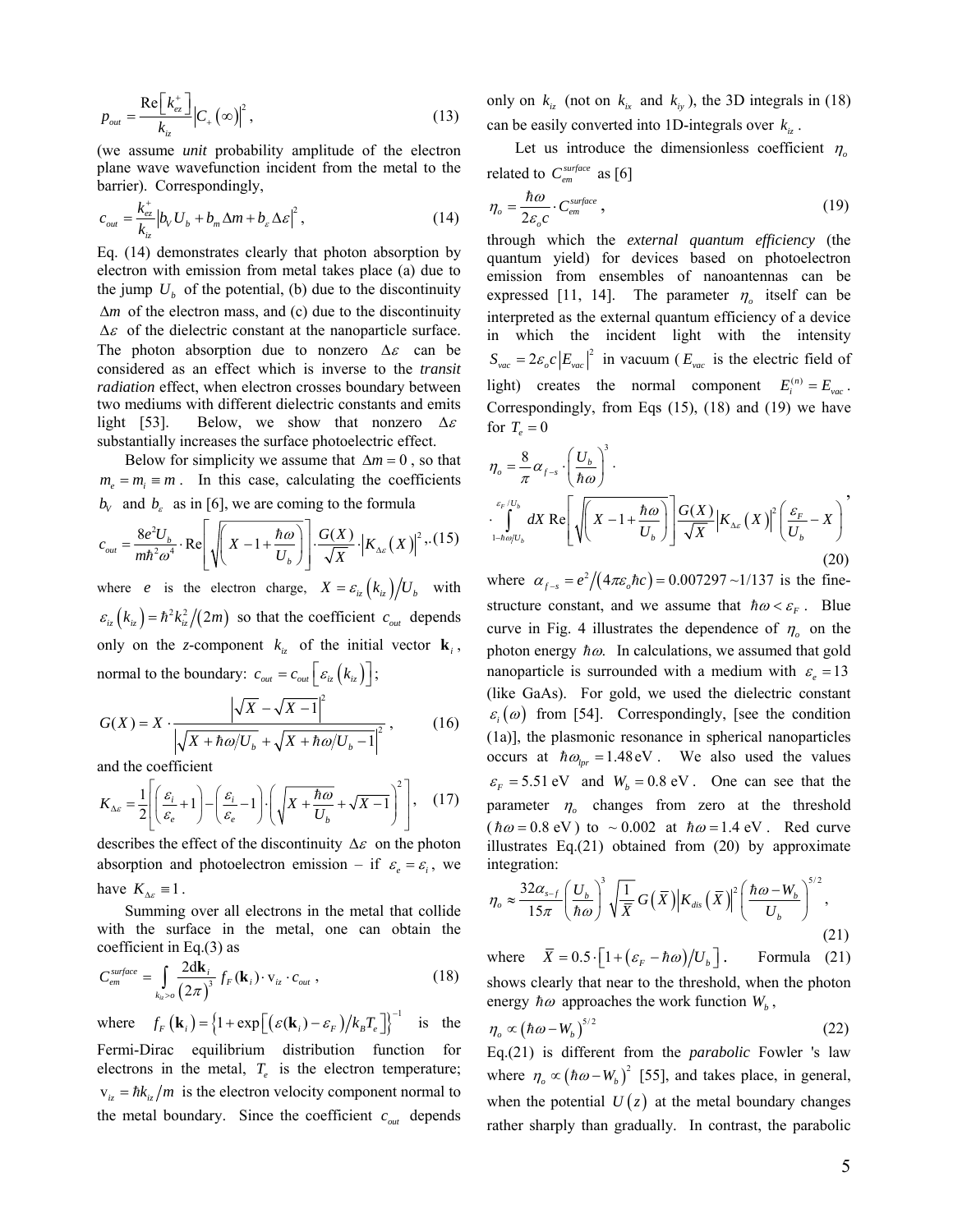$$p_{out} = \frac{\mathrm{Re}\left[k_{ez}^{+}\right]}{k_{iz}} \left|C_{+}(\infty)\right|^2 , \tag{13}$$

(we assume *unit* probability amplitude of the electron plane wave wavefunction incident from the metal to the barrier). Correspondingly,

$$c_{out} = \frac{k_{ez}^{+}}{k_{iz}} \left| b_V U_b + b_m \Delta m + b_\varepsilon \Delta\varepsilon \right|^2 , \tag{14}$$

Eq. (14) demonstrates clearly that photon absorption by electron with emission from metal takes place (a) due to the jump $U_b$ of the potential, (b) due to the discontinuity $\Delta m$ of the electron mass, and (c) due to the discontinuity $\Delta\varepsilon$ of the dielectric constant at the nanoparticle surface. The photon absorption due to nonzero $\Delta\varepsilon$ can be considered as an effect which is inverse to the *transit radiation* effect, when electron crosses boundary between two mediums with different dielectric constants and emits light [53]. Below, we show that nonzero $\Delta\varepsilon$ substantially increases the surface photoelectric effect.

Below for simplicity we assume that $\Delta m = 0$, so that $m_e = m_i \equiv m$. In this case, calculating the coefficients $b_V$ and $b_\varepsilon$ as in [6], we are coming to the formula

$$c_{out} = \frac{8e^2 U_b}{m\hbar^2\omega^4} \cdot \mathrm{Re}\left[\sqrt{\left(X - 1 + \frac{\hbar\omega}{U_b}\right)}\right] \cdot \frac{G(X)}{\sqrt{X}} \cdot \left|K_{\Delta\varepsilon}(X)\right|^2 , \tag{15}$$

where $e$ is the electron charge, $X = \varepsilon_{iz}(k_{iz})/U_b$ with $\varepsilon_{iz}(k_{iz}) = \hbar^2 k_{iz}^2/(2m)$ so that the coefficient $c_{out}$ depends only on the *z*-component $k_{iz}$ of the initial vector $\mathbf{k}_i$, normal to the boundary: $c_{out} = c_{out}\left[\varepsilon_{iz}(k_{iz})\right]$;

$$G(X) = X \cdot \frac{\left|\sqrt{X} - \sqrt{X-1}\right|^2}{\left|\sqrt{X + \hbar\omega/U_b} + \sqrt{X + \hbar\omega/U_b - 1}\right|^2} , \tag{16}$$

and the coefficient

$$K_{\Delta\varepsilon} = \frac{1}{2}\left[\left(\frac{\varepsilon_i}{\varepsilon_e} + 1\right) - \left(\frac{\varepsilon_i}{\varepsilon_e} - 1\right) \cdot \left(\sqrt{X + \frac{\hbar\omega}{U_b}} + \sqrt{X-1}\right)^2\right], \tag{17}$$

describes the effect of the discontinuity $\Delta\varepsilon$ on the photon absorption and photoelectron emission – if $\varepsilon_e = \varepsilon_i$, we have $K_{\Delta\varepsilon} \equiv 1$.

Summing over all electrons in the metal that collide with the surface in the metal, one can obtain the coefficient in Eq.(3) as

$$C_{em}^{surface} = \int\limits_{k_{iz} > 0} \frac{2d\mathbf{k}_i}{(2\pi)^3} f_F(\mathbf{k}_i) \cdot \mathrm{v}_{iz} \cdot c_{out} , \tag{18}$$

where $f_F(\mathbf{k}_i) = \left\{1 + \exp\left[\left(\varepsilon(\mathbf{k}_i) - \varepsilon_F\right)/k_B T_e\right]\right\}^{-1}$ is the Fermi-Dirac equilibrium distribution function for electrons in the metal, $T_e$ is the electron temperature; $\mathrm{v}_{iz} = \hbar k_{iz}/m$ is the electron velocity component normal to the metal boundary. Since the coefficient $c_{out}$ depends only on $k_{iz}$ (not on $k_{ix}$ and $k_{iy}$), the 3D integrals in (18) can be easily converted into 1D-integrals over $k_{iz}$.

Let us introduce the dimensionless coefficient $\eta_o$ related to $C_{em}^{surface}$ as [6]

$$\eta_o = \frac{\hbar\omega}{2\varepsilon_o c} \cdot C_{em}^{surface} , \tag{19}$$

through which the *external quantum efficiency* (the quantum yield) for devices based on photoelectron emission from ensembles of nanoantennas can be expressed [11, 14]. The parameter $\eta_o$ itself can be interpreted as the external quantum efficiency of a device in which the incident light with the intensity $S_{vac} = 2\varepsilon_o c\left|E_{vac}\right|^2$ in vacuum ($E_{vac}$ is the electric field of light) creates the normal component $E_i^{(n)} = E_{vac}$. Correspondingly, from Eqs (15), (18) and (19) we have for $T_e = 0$

$$\eta_o = \frac{8}{\pi}\alpha_{f-s} \cdot \left(\frac{U_b}{\hbar\omega}\right)^3 \cdot \int\limits_{1-\hbar\omega/U_b}^{\varepsilon_F/U_b} dX \,\mathrm{Re}\left[\sqrt{\left(X - 1 + \frac{\hbar\omega}{U_b}\right)}\right] \frac{G(X)}{\sqrt{X}} \left|K_{\Delta\varepsilon}(X)\right|^2 \left(\frac{\varepsilon_F}{U_b} - X\right) , \tag{20}$$

where $\alpha_{f-s} = e^2/(4\pi\varepsilon_o\hbar c) = 0.007297 \sim 1/137$ is the fine-structure constant, and we assume that $\hbar\omega < \varepsilon_F$. Blue curve in Fig. 4 illustrates the dependence of $\eta_o$ on the photon energy $\hbar\omega$. In calculations, we assumed that gold nanoparticle is surrounded with a medium with $\varepsilon_e = 13$ (like GaAs). For gold, we used the dielectric constant $\varepsilon_i(\omega)$ from [54]. Correspondingly, [see the condition (1a)], the plasmonic resonance in spherical nanoparticles occurs at $\hbar\omega_{lpr} = 1.48\,\mathrm{eV}$. We also used the values $\varepsilon_F = 5.51\,\mathrm{eV}$ and $W_b = 0.8\,\mathrm{eV}$. One can see that the parameter $\eta_o$ changes from zero at the threshold ($\hbar\omega = 0.8\,\mathrm{eV}$) to $\sim 0.002$ at $\hbar\omega = 1.4\,\mathrm{eV}$. Red curve illustrates Eq.(21) obtained from (20) by approximate integration:

$$\eta_o \approx \frac{32\alpha_{s-f}}{15\pi}\left(\frac{U_b}{\hbar\omega}\right)^3 \sqrt{\frac{1}{\bar{X}}}\, G(\bar{X})\left|K_{dis}(\bar{X})\right|^2 \left(\frac{\hbar\omega - W_b}{U_b}\right)^{5/2} , \tag{21}$$

where $\bar{X} = 0.5 \cdot \left[1 + (\varepsilon_F - \hbar\omega)/U_b\right]$. Formula (21) shows clearly that near to the threshold, when the photon energy $\hbar\omega$ approaches the work function $W_b$,

$$\eta_o \propto (\hbar\omega - W_b)^{5/2} \tag{22}$$

Eq.(21) is different from the *parabolic* Fowler 's law where $\eta_o \propto (\hbar\omega - W_b)^2$ [55], and takes place, in general, when the potential $U(z)$ at the metal boundary changes rather sharply than gradually. In contrast, the parabolic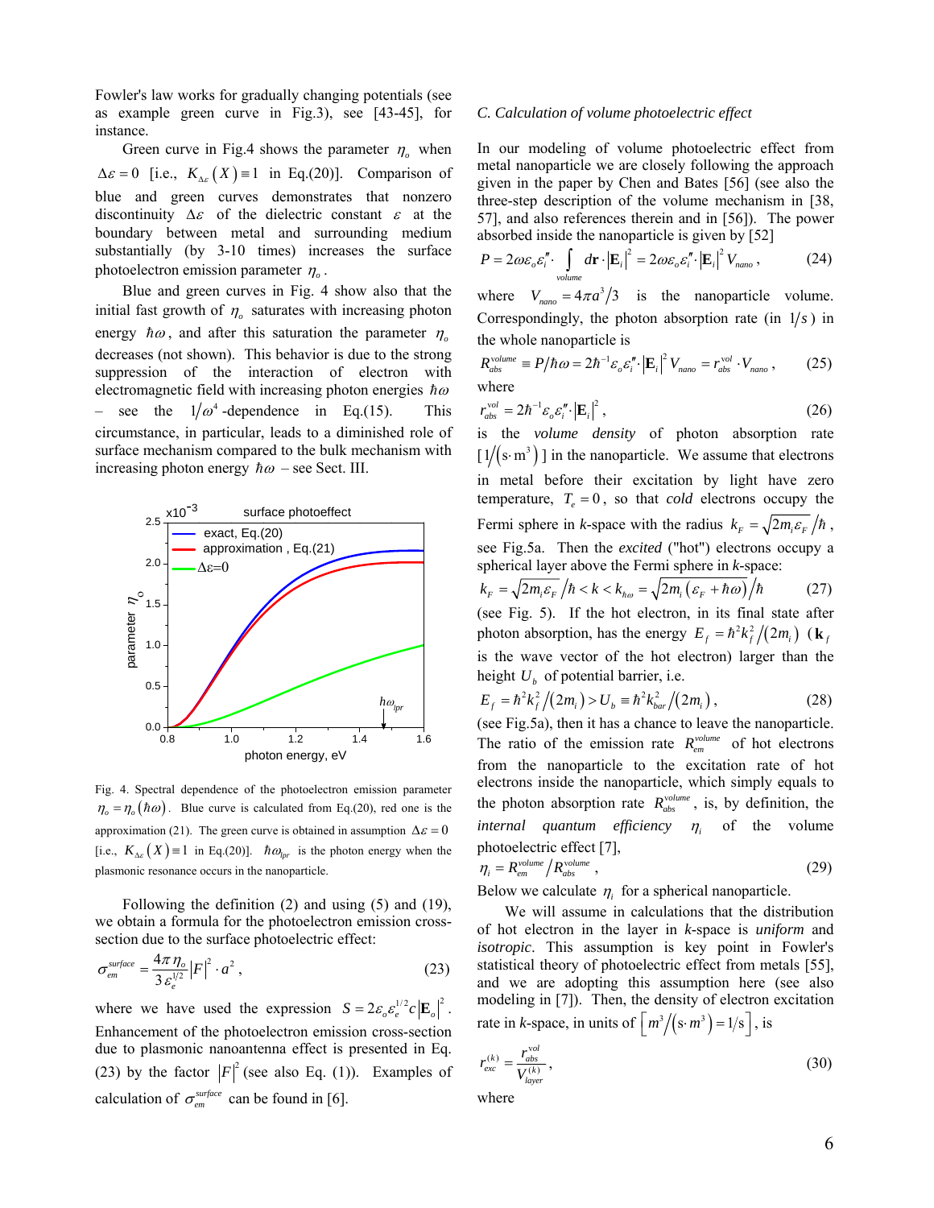Fowler's law works for gradually changing potentials (see as example green curve in Fig.3), see [43-45], for instance.

Green curve in Fig.4 shows the parameter $\eta_o$ when $\Delta\varepsilon = 0$ [i.e., $K_{\Delta\varepsilon}(X) \equiv 1$ in Eq.(20)]. Comparison of blue and green curves demonstrates that nonzero discontinuity $\Delta\varepsilon$ of the dielectric constant $\varepsilon$ at the boundary between metal and surrounding medium substantially (by 3-10 times) increases the surface photoelectron emission parameter $\eta_o$.

Blue and green curves in Fig. 4 show also that the initial fast growth of $\eta_o$ saturates with increasing photon energy $\hbar\omega$, and after this saturation the parameter $\eta_o$ decreases (not shown). This behavior is due to the strong suppression of the interaction of electron with electromagnetic field with increasing photon energies $\hbar\omega$ – see the $1/\omega^4$-dependence in Eq.(15). This circumstance, in particular, leads to a diminished role of surface mechanism compared to the bulk mechanism with increasing photon energy $\hbar\omega$ – see Sect. III.

Fig. 4. Spectral dependence of the photoelectron emission parameter $\eta_o = \eta_o(\hbar\omega)$. Blue curve is calculated from Eq.(20), red one is the approximation (21). The green curve is obtained in assumption $\Delta\varepsilon = 0$ [i.e., $K_{\Delta\varepsilon}(X) \equiv 1$ in Eq.(20)]. $\hbar\omega_{lpr}$ is the photon energy when the plasmonic resonance occurs in the nanoparticle.

Following the definition (2) and using (5) and (19), we obtain a formula for the photoelectron emission cross-section due to the surface photoelectric effect:

$$\sigma_{em}^{surface} = \frac{4\pi\,\eta_o}{3\,\varepsilon_e^{1/2}} |F|^2 \cdot a^2 , \qquad (23)$$

where we have used the expression $S = 2\varepsilon_o \varepsilon_e^{1/2} c |\mathbf{E}_o|^2$. Enhancement of the photoelectron emission cross-section due to plasmonic nanoantenna effect is presented in Eq.(23) by the factor $|F|^2$ (see also Eq. (1)). Examples of calculation of $\sigma_{em}^{surface}$ can be found in [6].

### C. Calculation of volume photoelectric effect

In our modeling of volume photoelectric effect from metal nanoparticle we are closely following the approach given in the paper by Chen and Bates [56] (see also the three-step description of the volume mechanism in [38, 57], and also references therein and in [56]). The power absorbed inside the nanoparticle is given by [52]

$$P = 2\omega\varepsilon_o\varepsilon_i'' \cdot \int\limits_{volume} d\mathbf{r} \cdot |\mathbf{E}_i|^2 = 2\omega\varepsilon_o\varepsilon_i'' \cdot |\mathbf{E}_i|^2 V_{nano} , \qquad (24)$$

where $V_{nano} = 4\pi a^3/3$ is the nanoparticle volume. Correspondingly, the photon absorption rate (in $1/s$) in the whole nanoparticle is

$$R_{abs}^{volume} \equiv P/\hbar\omega = 2\hbar^{-1}\varepsilon_o\varepsilon_i'' \cdot |\mathbf{E}_i|^2 V_{nano} = r_{abs}^{vol} \cdot V_{nano} , \qquad (25)$$

where

$$r_{abs}^{vol} = 2\hbar^{-1}\varepsilon_o\varepsilon_i'' \cdot |\mathbf{E}_i|^2 , \qquad (26)$$

is the *volume density* of photon absorption rate $[1/(s \cdot m^3)]$ in the nanoparticle. We assume that electrons in metal before their excitation by light have zero temperature, $T_e = 0$, so that *cold* electrons occupy the Fermi sphere in *k*-space with the radius $k_F = \sqrt{2m_i\varepsilon_F}/\hbar$, see Fig.5a. Then the *excited* ("hot") electrons occupy a spherical layer above the Fermi sphere in *k*-space:

$$k_F = \sqrt{2m_i\varepsilon_F}/\hbar < k < k_{\hbar\omega} = \sqrt{2m_i(\varepsilon_F + \hbar\omega)}/\hbar \qquad (27)$$

(see Fig. 5). If the hot electron, in its final state after photon absorption, has the energy $E_f = \hbar^2 k_f^2/(2m_i)$ ($\mathbf{k}_f$ is the wave vector of the hot electron) larger than the height $U_b$ of potential barrier, i.e.

$$E_f = \hbar^2 k_f^2/(2m_i) > U_b \equiv \hbar^2 k_{bar}^2/(2m_i) , \qquad (28)$$

(see Fig.5a), then it has a chance to leave the nanoparticle. The ratio of the emission rate $R_{em}^{volume}$ of hot electrons from the nanoparticle to the excitation rate of hot electrons inside the nanoparticle, which simply equals to the photon absorption rate $R_{abs}^{volume}$, is, by definition, the *internal quantum efficiency* $\eta_i$ of the volume photoelectric effect [7],

$$\eta_i = R_{em}^{volume}/R_{abs}^{volume} , \qquad (29)$$

Below we calculate $\eta_i$ for a spherical nanoparticle.

We will assume in calculations that the distribution of hot electron in the layer in *k*-space is *uniform* and *isotropic*. This assumption is key point in Fowler's statistical theory of photoelectric effect from metals [55], and we are adopting this assumption here (see also modeling in [7]). Then, the density of electron excitation rate in *k*-space, in units of $[m^3/(s \cdot m^3) = 1/s]$, is

$$r_{exc}^{(k)} = \frac{r_{abs}^{vol}}{V_{layer}^{(k)}} , \qquad (30)$$

where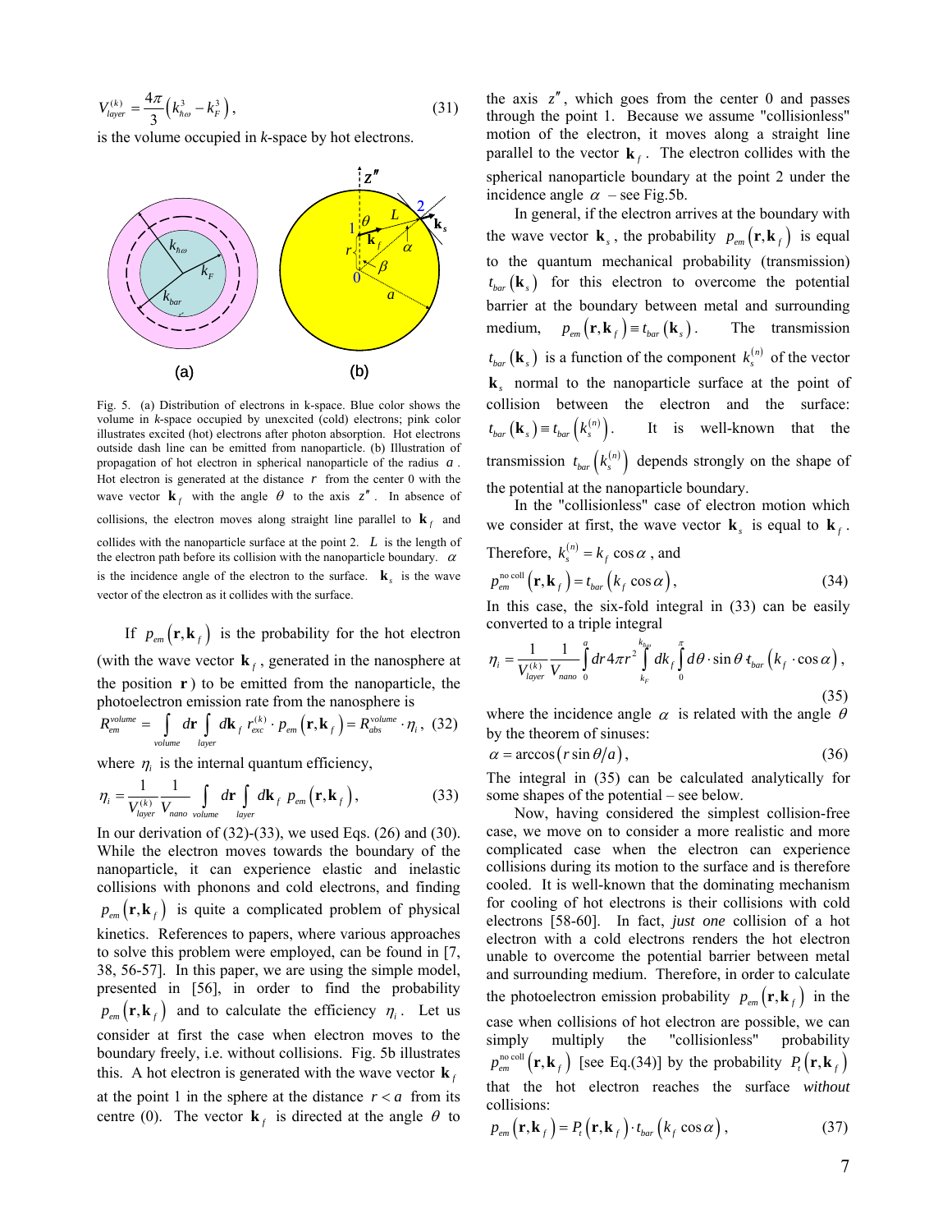$$V_{layer}^{(k)} = \frac{4\pi}{3}\left(k_{\hbar\omega}^3 - k_F^3\right), \quad (31)$$

is the volume occupied in *k*-space by hot electrons.

Fig. 5. (a) Distribution of electrons in k-space. Blue color shows the volume in *k*-space occupied by unexcited (cold) electrons; pink color illustrates excited (hot) electrons after photon absorption. Hot electrons outside dash line can be emitted from nanoparticle. (b) Illustration of propagation of hot electron in spherical nanoparticle of the radius $a$. Hot electron is generated at the distance $r$ from the center 0 with the wave vector $\mathbf{k}_f$ with the angle $\theta$ to the axis $z''$. In absence of collisions, the electron moves along straight line parallel to $\mathbf{k}_f$ and collides with the nanoparticle surface at the point 2. $L$ is the length of the electron path before its collision with the nanoparticle boundary. $\alpha$ is the incidence angle of the electron to the surface. $\mathbf{k}_s$ is the wave vector of the electron as it collides with the surface.

If $p_{em}\left(\mathbf{r},\mathbf{k}_f\right)$ is the probability for the hot electron (with the wave vector $\mathbf{k}_f$, generated in the nanosphere at the position $\mathbf{r}$) to be emitted from the nanoparticle, the photoelectron emission rate from the nanosphere is

$$R_{em}^{volume} = \int_{volume} d\mathbf{r} \int_{layer} d\mathbf{k}_f\, r_{exc}^{(k)} \cdot p_{em}\left(\mathbf{r},\mathbf{k}_f\right) = R_{abs}^{volume} \cdot \eta_i, \quad (32)$$

where $\eta_i$ is the internal quantum efficiency,

$$\eta_i = \frac{1}{V_{layer}^{(k)}}\frac{1}{V_{nano}} \int_{volume} d\mathbf{r} \int_{layer} d\mathbf{k}_f\; p_{em}\left(\mathbf{r},\mathbf{k}_f\right), \quad (33)$$

In our derivation of (32)-(33), we used Eqs. (26) and (30). While the electron moves towards the boundary of the nanoparticle, it can experience elastic and inelastic collisions with phonons and cold electrons, and finding $p_{em}\left(\mathbf{r},\mathbf{k}_f\right)$ is quite a complicated problem of physical kinetics. References to papers, where various approaches to solve this problem were employed, can be found in [7, 38, 56-57]. In this paper, we are using the simple model, presented in [56], in order to find the probability $p_{em}\left(\mathbf{r},\mathbf{k}_f\right)$ and to calculate the efficiency $\eta_i$. Let us consider at first the case when electron moves to the boundary freely, i.e. without collisions. Fig. 5b illustrates this. A hot electron is generated with the wave vector $\mathbf{k}_f$ at the point 1 in the sphere at the distance $r < a$ from its centre (0). The vector $\mathbf{k}_f$ is directed at the angle $\theta$ to the axis $z''$, which goes from the center 0 and passes through the point 1. Because we assume "collisionless" motion of the electron, it moves along a straight line parallel to the vector $\mathbf{k}_f$. The electron collides with the spherical nanoparticle boundary at the point 2 under the incidence angle $\alpha$ – see Fig.5b.

In general, if the electron arrives at the boundary with the wave vector $\mathbf{k}_s$, the probability $p_{em}\left(\mathbf{r},\mathbf{k}_f\right)$ is equal to the quantum mechanical probability (transmission) $t_{bar}\left(\mathbf{k}_s\right)$ for this electron to overcome the potential barrier at the boundary between metal and surrounding medium, $p_{em}\left(\mathbf{r},\mathbf{k}_f\right) \equiv t_{bar}\left(\mathbf{k}_s\right)$. The transmission $t_{bar}\left(\mathbf{k}_s\right)$ is a function of the component $k_s^{(n)}$ of the vector $\mathbf{k}_s$ normal to the nanoparticle surface at the point of collision between the electron and the surface: $t_{bar}\left(\mathbf{k}_s\right) \equiv t_{bar}\left(k_s^{(n)}\right)$. It is well-known that the transmission $t_{bar}\left(k_s^{(n)}\right)$ depends strongly on the shape of the potential at the nanoparticle boundary.

In the "collisionless" case of electron motion which we consider at first, the wave vector $\mathbf{k}_s$ is equal to $\mathbf{k}_f$. Therefore, $k_s^{(n)} = k_f \cos\alpha$, and

$$p_{em}^{\text{no coll}}\left(\mathbf{r},\mathbf{k}_f\right) = t_{bar}\left(k_f \cos\alpha\right), \quad (34)$$

In this case, the six-fold integral in (33) can be easily converted to a triple integral

$$\eta_i = \frac{1}{V_{layer}^{(k)}}\frac{1}{V_{nano}} \int_0^a dr\, 4\pi r^2 \int_{k_F}^{k_{\hbar\omega}} dk_f \int_0^{\pi} d\theta \cdot \sin\theta\, t_{bar}\left(k_f \cdot \cos\alpha\right), \quad (35)$$

where the incidence angle $\alpha$ is related with the angle $\theta$ by the theorem of sinuses:

$$\alpha = \arccos\left(r \sin\theta / a\right), \quad (36)$$

The integral in (35) can be calculated analytically for some shapes of the potential – see below.

Now, having considered the simplest collision-free case, we move on to consider a more realistic and more complicated case when the electron can experience collisions during its motion to the surface and is therefore cooled. It is well-known that the dominating mechanism for cooling of hot electrons is their collisions with cold electrons [58-60]. In fact, *just one* collision of a hot electron with a cold electrons renders the hot electron unable to overcome the potential barrier between metal and surrounding medium. Therefore, in order to calculate the photoelectron emission probability $p_{em}\left(\mathbf{r},\mathbf{k}_f\right)$ in the case when collisions of hot electron are possible, we can simply multiply the "collisionless" probability $p_{em}^{\text{no coll}}\left(\mathbf{r},\mathbf{k}_f\right)$ [see Eq.(34)] by the probability $P_t\left(\mathbf{r},\mathbf{k}_f\right)$ that the hot electron reaches the surface *without* collisions:

$$p_{em}\left(\mathbf{r},\mathbf{k}_f\right) = P_t\left(\mathbf{r},\mathbf{k}_f\right) \cdot t_{bar}\left(k_f \cos\alpha\right), \quad (37)$$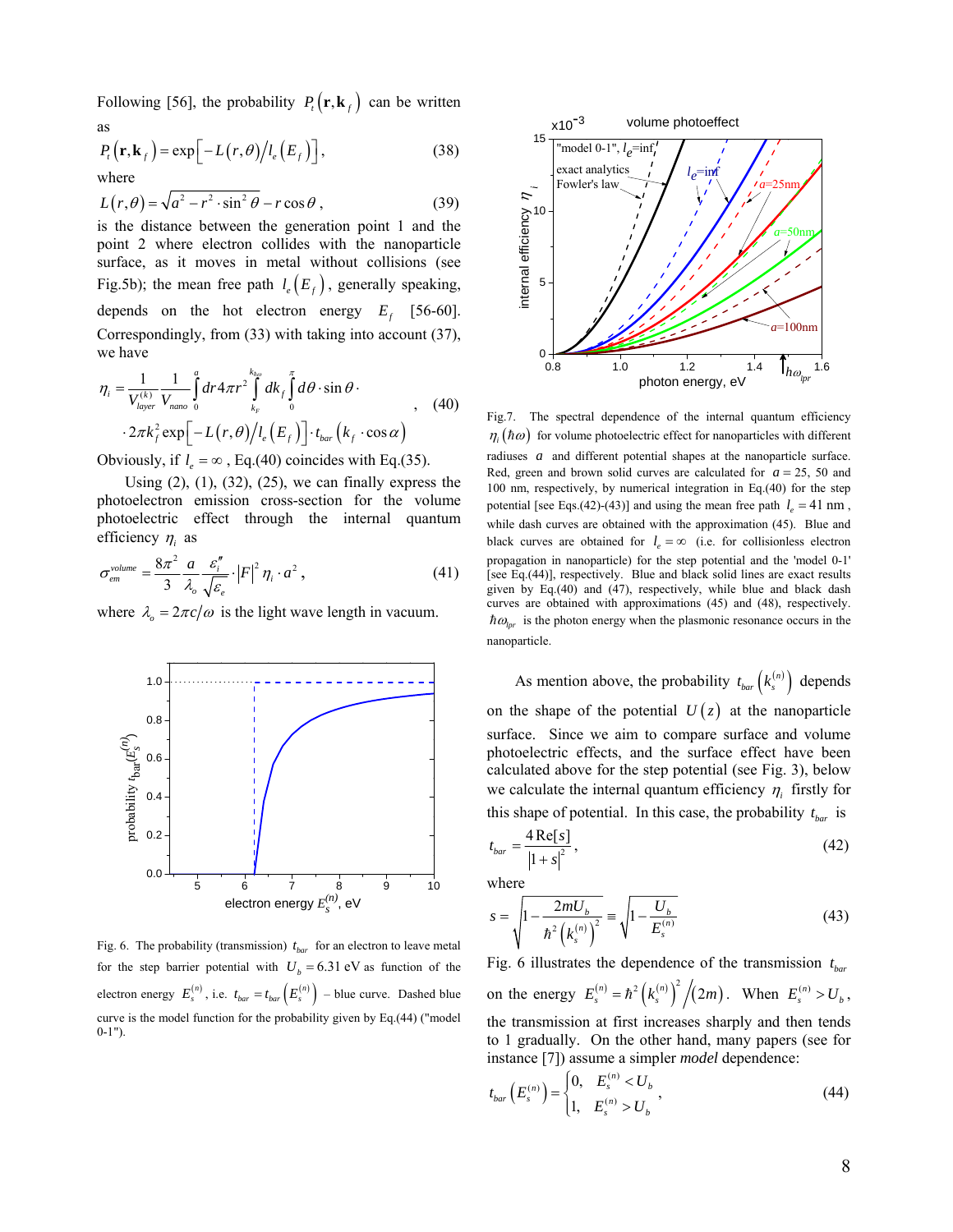Following [56], the probability $P_t(\mathbf{r}, \mathbf{k}_f)$ can be written as

$$P_t(\mathbf{r}, \mathbf{k}_f) = \exp\left[-L(r,\theta)/l_e(E_f)\right], \tag{38}$$

where

$$L(r,\theta) = \sqrt{a^2 - r^2 \cdot \sin^2\theta} - r\cos\theta\,, \tag{39}$$

is the distance between the generation point 1 and the point 2 where electron collides with the nanoparticle surface, as it moves in metal without collisions (see Fig.5b); the mean free path $l_e(E_f)$, generally speaking, depends on the hot electron energy $E_f$ [56-60]. Correspondingly, from (33) with taking into account (37), we have

$$\eta_i = \frac{1}{V_{layer}^{(k)}} \frac{1}{V_{nano}} \int_0^a dr 4\pi r^2 \int_{k_F}^{k_{h\omega}} dk_f \int_0^\pi d\theta \cdot \sin\theta \cdot 2\pi k_f^2 \exp\left[-L(r,\theta)/l_e(E_f)\right] \cdot t_{bar}(k_f \cdot \cos\alpha)\,, \tag{40}$$

Obviously, if $l_e = \infty$, Eq.(40) coincides with Eq.(35).

Using (2), (1), (32), (25), we can finally express the photoelectron emission cross-section for the volume photoelectric effect through the internal quantum efficiency $\eta_i$ as

$$\sigma_{em}^{volume} = \frac{8\pi^2}{3} \frac{a}{\lambda_o} \frac{\varepsilon_i''}{\sqrt{\varepsilon_e}} \cdot |F|^2 \eta_i \cdot a^2\,, \tag{41}$$

where $\lambda_o = 2\pi c/\omega$ is the light wave length in vacuum.

Fig. 6. The probability (transmission) $t_{bar}$ for an electron to leave metal for the step barrier potential with $U_b = 6.31$ eV as function of the electron energy $E_s^{(n)}$, i.e. $t_{bar} = t_{bar}\left(E_s^{(n)}\right)$ – blue curve. Dashed blue curve is the model function for the probability given by Eq.(44) ("model 0-1").

Fig.7. The spectral dependence of the internal quantum efficiency $\eta_i(\hbar\omega)$ for volume photoelectric effect for nanoparticles with different radiuses $a$ and different potential shapes at the nanoparticle surface. Red, green and brown solid curves are calculated for $a = 25$, 50 and 100 nm, respectively, by numerical integration in Eq.(40) for the step potential [see Eqs.(42)-(43)] and using the mean free path $l_e = 41$ nm, while dash curves are obtained with the approximation (45). Blue and black curves are obtained for $l_e = \infty$ (i.e. for collisionless electron propagation in nanoparticle) for the step potential and the 'model 0-1' [see Eq.(44)], respectively. Blue and black solid lines are exact results given by Eq.(40) and (47), respectively, while blue and black dash curves are obtained with approximations (45) and (48), respectively. $\hbar\omega_{lpr}$ is the photon energy when the plasmonic resonance occurs in the nanoparticle.

As mention above, the probability $t_{bar}\left(k_s^{(n)}\right)$ depends on the shape of the potential $U(z)$ at the nanoparticle surface. Since we aim to compare surface and volume photoelectric effects, and the surface effect have been calculated above for the step potential (see Fig. 3), below we calculate the internal quantum efficiency $\eta_i$ firstly for this shape of potential. In this case, the probability $t_{bar}$ is

$$t_{bar} = \frac{4\,\mathrm{Re}[s]}{|1+s|^2}\,, \tag{42}$$

where

$$s = \sqrt{1 - \frac{2mU_b}{\hbar^2\left(k_s^{(n)}\right)^2}} \equiv \sqrt{1 - \frac{U_b}{E_s^{(n)}}} \tag{43}$$

Fig. 6 illustrates the dependence of the transmission $t_{bar}$ on the energy $E_s^{(n)} = \hbar^2\left(k_s^{(n)}\right)^2 / (2m)$. When $E_s^{(n)} > U_b$, the transmission at first increases sharply and then tends to 1 gradually. On the other hand, many papers (see for instance [7]) assume a simpler *model* dependence:

$$t_{bar}\left(E_s^{(n)}\right) = \begin{cases} 0, & E_s^{(n)} < U_b \\ 1, & E_s^{(n)} > U_b \end{cases}, \tag{44}$$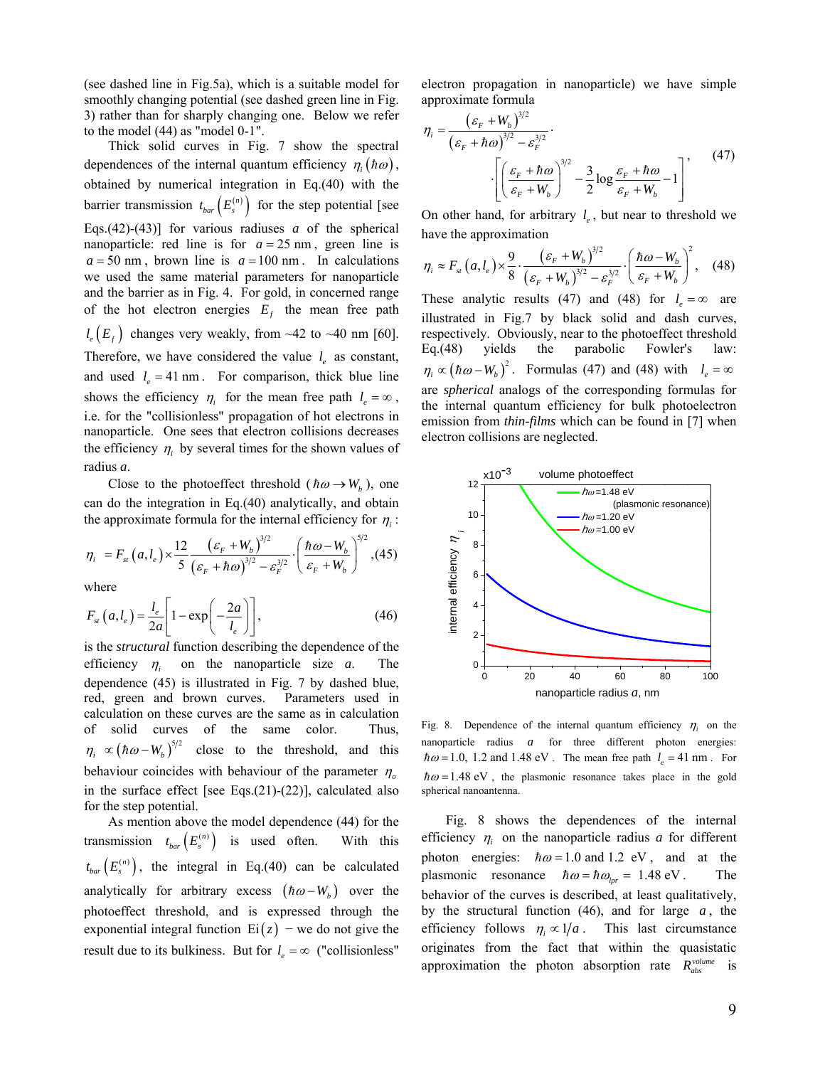(see dashed line in Fig.5a), which is a suitable model for smoothly changing potential (see dashed green line in Fig. 3) rather than for sharply changing one. Below we refer to the model (44) as "model 0-1".

Thick solid curves in Fig. 7 show the spectral dependences of the internal quantum efficiency $\eta_i(\hbar\omega)$, obtained by numerical integration in Eq.(40) with the barrier transmission $t_{bar}\left(E_s^{(n)}\right)$ for the step potential [see Eqs.(42)-(43)] for various radiuses $a$ of the spherical nanoparticle: red line is for $a = 25$ nm, green line is $a = 50$ nm, brown line is $a = 100$ nm. In calculations we used the same material parameters for nanoparticle and the barrier as in Fig. 4. For gold, in concerned range of the hot electron energies $E_f$ the mean free path $l_e(E_f)$ changes very weakly, from ~42 to ~40 nm [60]. Therefore, we have considered the value $l_e$ as constant, and used $l_e = 41$ nm. For comparison, thick blue line shows the efficiency $\eta_i$ for the mean free path $l_e = \infty$, i.e. for the "collisionless" propagation of hot electrons in nanoparticle. One sees that electron collisions decreases the efficiency $\eta_i$ by several times for the shown values of radius *a*.

Close to the photoeffect threshold ($\hbar\omega \to W_b$), one can do the integration in Eq.(40) analytically, and obtain the approximate formula for the internal efficiency for $\eta_i$:

$$\eta_i = F_{st}(a, l_e) \times \frac{12}{5} \frac{(\varepsilon_F + W_b)^{3/2}}{(\varepsilon_F + \hbar\omega)^{3/2} - \varepsilon_F^{3/2}} \cdot \left(\frac{\hbar\omega - W_b}{\varepsilon_F + W_b}\right)^{5/2}, \quad (45)$$

where

$$F_{st}(a, l_e) = \frac{l_e}{2a}\left[1 - \exp\left(-\frac{2a}{l_e}\right)\right], \quad (46)$$

is the *structural* function describing the dependence of the efficiency $\eta_i$ on the nanoparticle size *a*. The dependence (45) is illustrated in Fig. 7 by dashed blue, red, green and brown curves. Parameters used in calculation on these curves are the same as in calculation of solid curves of the same color. Thus, $\eta_i \propto (\hbar\omega - W_b)^{5/2}$ close to the threshold, and this behaviour coincides with behaviour of the parameter $\eta_o$ in the surface effect [see Eqs.(21)-(22)], calculated also for the step potential.

As mention above the model dependence (44) for the transmission $t_{bar}\left(E_s^{(n)}\right)$ is used often. With this $t_{bar}\left(E_s^{(n)}\right)$, the integral in Eq.(40) can be calculated analytically for arbitrary excess $(\hbar\omega - W_b)$ over the photoeffect threshold, and is expressed through the exponential integral function $\mathrm{Ei}(z)$ − we do not give the result due to its bulkiness. But for $l_e = \infty$ ("collisionless" electron propagation in nanoparticle) we have simple approximate formula

$$\eta_i = \frac{(\varepsilon_F + W_b)^{3/2}}{(\varepsilon_F + \hbar\omega)^{3/2} - \varepsilon_F^{3/2}} \cdot \left[\left(\frac{\varepsilon_F + \hbar\omega}{\varepsilon_F + W_b}\right)^{3/2} - \frac{3}{2}\log\frac{\varepsilon_F + \hbar\omega}{\varepsilon_F + W_b} - 1\right], \quad (47)$$

On other hand, for arbitrary $l_e$, but near to threshold we have the approximation

$$\eta_i \approx F_{st}(a, l_e) \times \frac{9}{8} \cdot \frac{(\varepsilon_F + W_b)^{3/2}}{(\varepsilon_F + W_b)^{3/2} - \varepsilon_F^{3/2}} \cdot \left(\frac{\hbar\omega - W_b}{\varepsilon_F + W_b}\right)^2, \quad (48)$$

These analytic results (47) and (48) for $l_e = \infty$ are illustrated in Fig.7 by black solid and dash curves, respectively. Obviously, near to the photoeffect threshold Eq.(48) yields the parabolic Fowler's law: $\eta_i \propto (\hbar\omega - W_b)^2$. Formulas (47) and (48) with $l_e = \infty$ are *spherical* analogs of the corresponding formulas for the internal quantum efficiency for bulk photoelectron emission from *thin-films* which can be found in [7] when electron collisions are neglected.

Fig. 8. Dependence of the internal quantum efficiency $\eta_i$ on the nanoparticle radius $a$ for three different photon energies: $\hbar\omega = 1.0$, 1.2 and 1.48 eV. The mean free path $l_e = 41$ nm. For $\hbar\omega = 1.48$ eV, the plasmonic resonance takes place in the gold spherical nanoantenna.

Fig. 8 shows the dependences of the internal efficiency $\eta_i$ on the nanoparticle radius *a* for different photon energies: $\hbar\omega = 1.0$ and 1.2 eV, and at the plasmonic resonance $\hbar\omega = \hbar\omega_{lpr} = 1.48$ eV. The behavior of the curves is described, at least qualitatively, by the structural function (46), and for large $a$, the efficiency follows $\eta_i \propto 1/a$. This last circumstance originates from the fact that within the quasistatic approximation the photon absorption rate $R_{abs}^{volume}$ is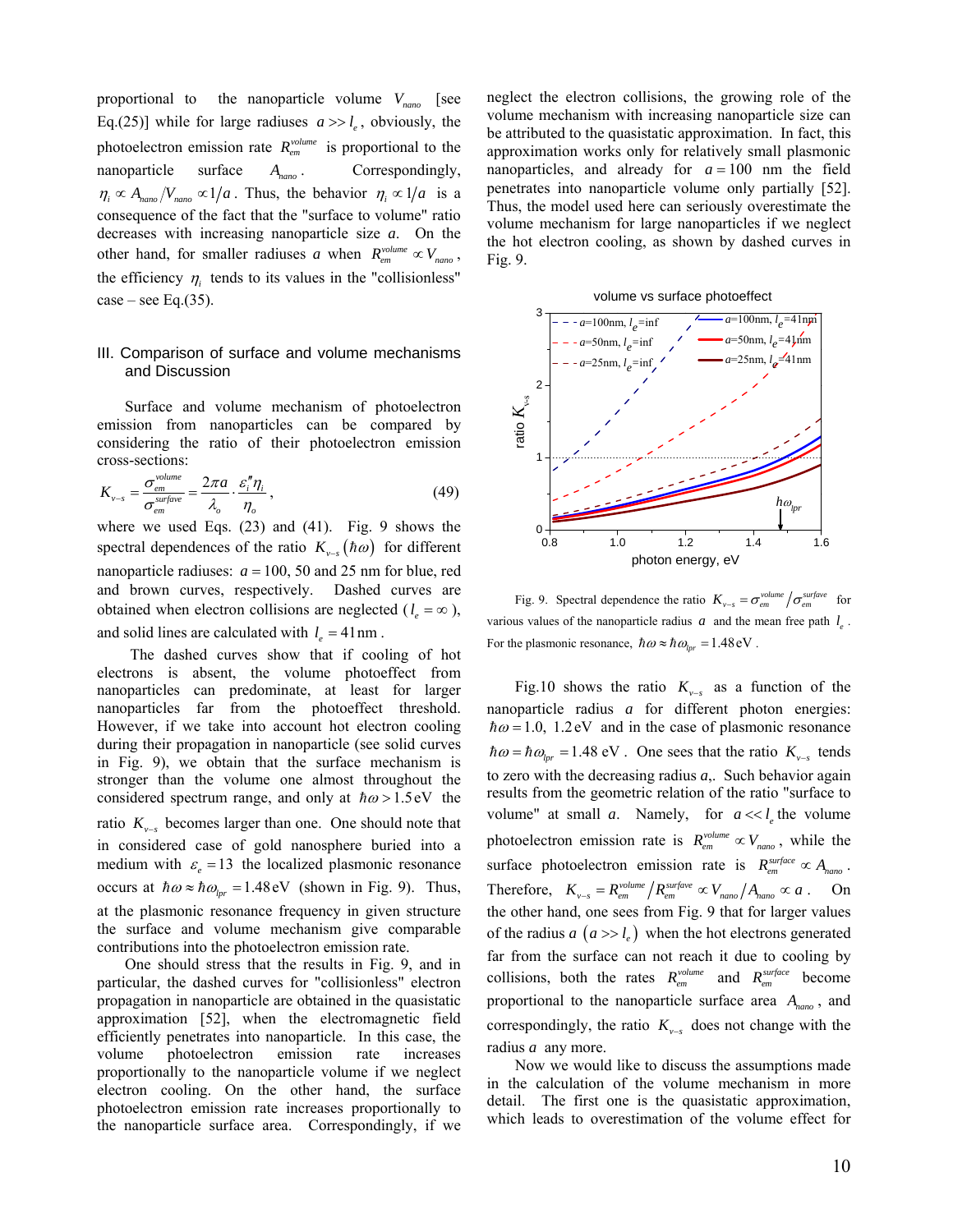proportional to the nanoparticle volume $V_{nano}$ [see Eq.(25)] while for large radiuses $a >> l_e$, obviously, the photoelectron emission rate $R_{em}^{volume}$ is proportional to the nanoparticle surface $A_{nano}$. Correspondingly, $\eta_i \propto A_{nano}/V_{nano} \propto 1/a$. Thus, the behavior $\eta_i \propto 1/a$ is a consequence of the fact that the "surface to volume" ratio decreases with increasing nanoparticle size *a*. On the other hand, for smaller radiuses *a* when $R_{em}^{volume} \propto V_{nano}$, the efficiency $\eta_i$ tends to its values in the "collisionless" case – see Eq.(35).

## III. Comparison of surface and volume mechanisms and Discussion

Surface and volume mechanism of photoelectron emission from nanoparticles can be compared by considering the ratio of their photoelectron emission cross-sections:

$$K_{v-s} = \frac{\sigma_{em}^{volume}}{\sigma_{em}^{surface}} = \frac{2\pi a}{\lambda_o} \cdot \frac{\varepsilon_i'' \eta_i}{\eta_o}, \tag{49}$$

where we used Eqs. (23) and (41). Fig. 9 shows the spectral dependences of the ratio $K_{v-s}(\hbar\omega)$ for different nanoparticle radiuses: $a = 100$, 50 and 25 nm for blue, red and brown curves, respectively. Dashed curves are obtained when electron collisions are neglected ($l_e = \infty$), and solid lines are calculated with $l_e = 41\,\text{nm}$.

The dashed curves show that if cooling of hot electrons is absent, the volume photoeffect from nanoparticles can predominate, at least for larger nanoparticles far from the photoeffect threshold. However, if we take into account hot electron cooling during their propagation in nanoparticle (see solid curves in Fig. 9), we obtain that the surface mechanism is stronger than the volume one almost throughout the considered spectrum range, and only at $\hbar\omega > 1.5\,\text{eV}$ the ratio $K_{v-s}$ becomes larger than one. One should note that in considered case of gold nanosphere buried into a medium with $\varepsilon_e = 13$ the localized plasmonic resonance occurs at $\hbar\omega \approx \hbar\omega_{lpr} = 1.48\,\text{eV}$ (shown in Fig. 9). Thus, at the plasmonic resonance frequency in given structure the surface and volume mechanism give comparable contributions into the photoelectron emission rate.

One should stress that the results in Fig. 9, and in particular, the dashed curves for "collisionless" electron propagation in nanoparticle are obtained in the quasistatic approximation [52], when the electromagnetic field efficiently penetrates into nanoparticle. In this case, the volume photoelectron emission rate increases proportionally to the nanoparticle volume if we neglect electron cooling. On the other hand, the surface photoelectron emission rate increases proportionally to the nanoparticle surface area. Correspondingly, if we neglect the electron collisions, the growing role of the volume mechanism with increasing nanoparticle size can be attributed to the quasistatic approximation. In fact, this approximation works only for relatively small plasmonic nanoparticles, and already for $a = 100$ nm the field penetrates into nanoparticle volume only partially [52]. Thus, the model used here can seriously overestimate the volume mechanism for large nanoparticles if we neglect the hot electron cooling, as shown by dashed curves in Fig. 9.

Fig. 9. Spectral dependence the ratio $K_{v-s} = \sigma_{em}^{volume}/\sigma_{em}^{surfave}$ for various values of the nanoparticle radius $a$ and the mean free path $l_e$. For the plasmonic resonance, $\hbar\omega \approx \hbar\omega_{lpr} = 1.48\,\text{eV}$.

Fig.10 shows the ratio $K_{v-s}$ as a function of the nanoparticle radius $a$ for different photon energies: $\hbar\omega = 1.0$, $1.2\,\text{eV}$ and in the case of plasmonic resonance $\hbar\omega = \hbar\omega_{lpr} = 1.48$ eV. One sees that the ratio $K_{v-s}$ tends to zero with the decreasing radius *a*,. Such behavior again results from the geometric relation of the ratio "surface to volume" at small *a*. Namely, for $a << l_e$ the volume photoelectron emission rate is $R_{em}^{volume} \propto V_{nano}$, while the surface photoelectron emission rate is $R_{em}^{surface} \propto A_{nano}$. Therefore, $K_{v-s} = R_{em}^{volume}/R_{em}^{surfave} \propto V_{nano}/A_{nano} \propto a$. On the other hand, one sees from Fig. 9 that for larger values of the radius *a* $(a >> l_e)$ when the hot electrons generated far from the surface can not reach it due to cooling by collisions, both the rates $R_{em}^{volume}$ and $R_{em}^{surface}$ become proportional to the nanoparticle surface area $A_{nano}$, and correspondingly, the ratio $K_{v-s}$ does not change with the radius *a* any more.

Now we would like to discuss the assumptions made in the calculation of the volume mechanism in more detail. The first one is the quasistatic approximation, which leads to overestimation of the volume effect for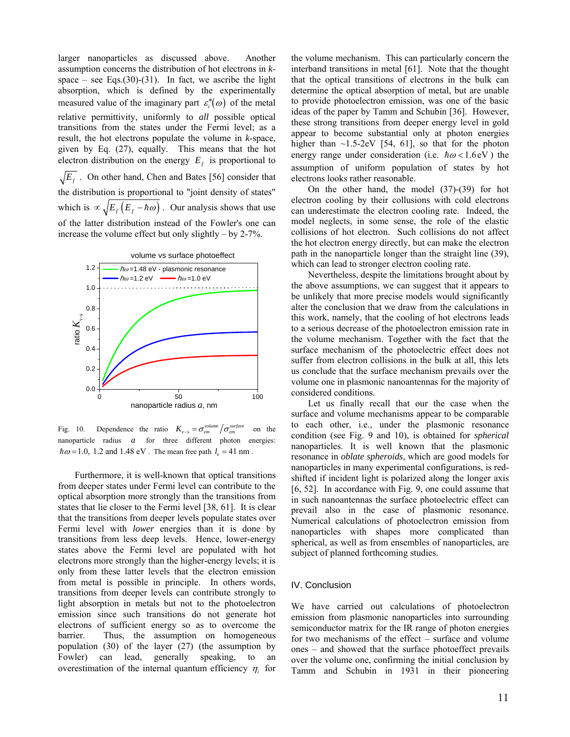larger nanoparticles as discussed above. Another assumption concerns the distribution of hot electrons in *k*-space – see Eqs.(30)-(31). In fact, we ascribe the light absorption, which is defined by the experimentally measured value of the imaginary part $\varepsilon_i''(\omega)$ of the metal relative permittivity, uniformly to *all* possible optical transitions from the states under the Fermi level; as a result, the hot electrons populate the volume in *k*-space, given by Eq. (27), equally. This means that the hot electron distribution on the energy $E_f$ is proportional to $\sqrt{E_f}$. On other hand, Chen and Bates [56] consider that the distribution is proportional to "joint density of states" which is $\propto \sqrt{E_f\left(E_f - \hbar\omega\right)}$. Our analysis shows that use of the latter distribution instead of the Fowler's one can increase the volume effect but only slightly – by 2-7%.

Fig. 10. Dependence the ratio $K_{v-s} = \sigma_{em}^{volume} / \sigma_{em}^{surfave}$ on the nanoparticle radius $a$ for three different photon energies: $\hbar\omega = 1.0,\ 1.2$ and $1.48\ \text{eV}$. The mean free path $l_e = 41\ \text{nm}$.

Furthermore, it is well-known that optical transitions from deeper states under Fermi level can contribute to the optical absorption more strongly than the transitions from states that lie closer to the Fermi level [38, 61]. It is clear that the transitions from deeper levels populate states over Fermi level with *lower* energies than it is done by transitions from less deep levels. Hence, lower-energy states above the Fermi level are populated with hot electrons more strongly than the higher-energy levels; it is only from these latter levels that the electron emission from metal is possible in principle. In others words, transitions from deeper levels can contribute strongly to light absorption in metals but not to the photoelectron emission since such transitions do not generate hot electrons of sufficient energy so as to overcome the barrier. Thus, the assumption on homogeneous population (30) of the layer (27) (the assumption by Fowler) can lead, generally speaking, to an overestimation of the internal quantum efficiency $\eta_i$ for the volume mechanism. This can particularly concern the interband transitions in metal [61]. Note that the thought that the optical transitions of electrons in the bulk can determine the optical absorption of metal, but are unable to provide photoelectron emission, was one of the basic ideas of the paper by Tamm and Schubin [36]. However, these strong transitions from deeper energy level in gold appear to become substantial only at photon energies higher than ~1.5-2eV [54, 61], so that for the photon energy range under consideration (i.e. $\hbar\omega < 1.6\,\text{eV}$) the assumption of uniform population of states by hot electrons looks rather reasonable.

On the other hand, the model (37)-(39) for hot electron cooling by their collusions with cold electrons can underestimate the electron cooling rate. Indeed, the model neglects, in some sense, the role of the elastic collisions of hot electron. Such collisions do not affect the hot electron energy directly, but can make the electron path in the nanoparticle longer than the straight line (39), which can lead to stronger electron cooling rate.

Nevertheless, despite the limitations brought about by the above assumptions, we can suggest that it appears to be unlikely that more precise models would significantly alter the conclusion that we draw from the calculations in this work, namely, that the cooling of hot electrons leads to a serious decrease of the photoelectron emission rate in the volume mechanism. Together with the fact that the surface mechanism of the photoelectric effect does not suffer from electron collisions in the bulk at all, this lets us conclude that the surface mechanism prevails over the volume one in plasmonic nanoantennas for the majority of considered conditions.

Let us finally recall that our the case when the surface and volume mechanisms appear to be comparable to each other, i.e., under the plasmonic resonance condition (see Fig. 9 and 10), is obtained for *spherical* nanoparticles. It is well known that the plasmonic resonance in *oblate spheroids*, which are good models for nanoparticles in many experimental configurations, is red-shifted if incident light is polarized along the longer axis [6, 52]. In accordance with Fig. 9, one could assume that in such nanoantennas the surface photoelectric effect can prevail also in the case of plasmonic resonance. Numerical calculations of photoelectron emission from nanoparticles with shapes more complicated than spherical, as well as from ensembles of nanoparticles, are subject of planned forthcoming studies.

## IV. Conclusion

We have carried out calculations of photoelectron emission from plasmonic nanoparticles into surrounding semiconductor matrix for the IR range of photon energies for two mechanisms of the effect – surface and volume ones – and showed that the surface photoeffect prevails over the volume one, confirming the initial conclusion by Tamm and Schubin in 1931 in their pioneering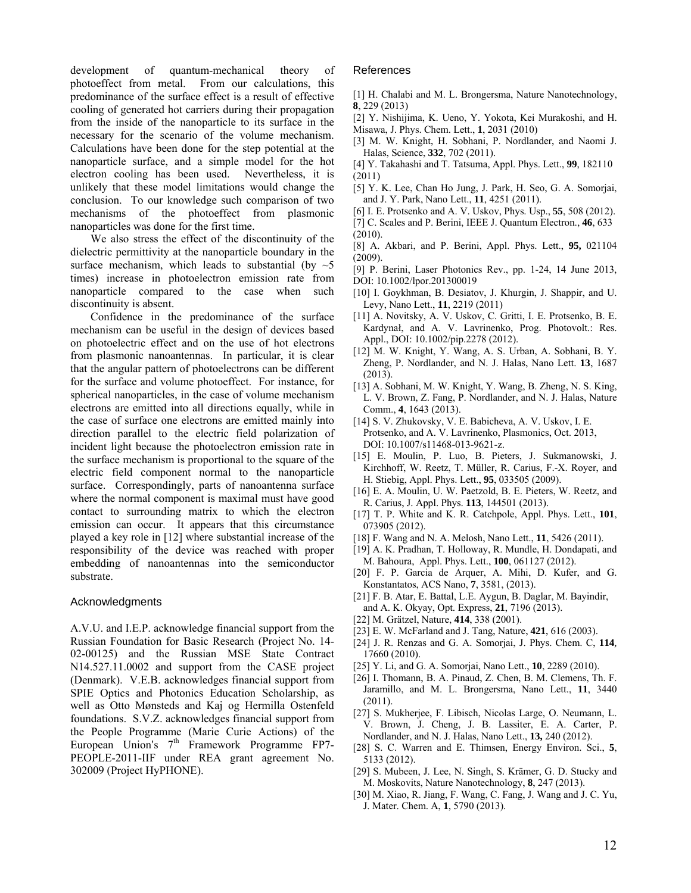development of quantum-mechanical theory of photoeffect from metal. From our calculations, this predominance of the surface effect is a result of effective cooling of generated hot carriers during their propagation from the inside of the nanoparticle to its surface in the necessary for the scenario of the volume mechanism. Calculations have been done for the step potential at the nanoparticle surface, and a simple model for the hot electron cooling has been used. Nevertheless, it is unlikely that these model limitations would change the conclusion. To our knowledge such comparison of two mechanisms of the photoeffect from plasmonic nanoparticles was done for the first time.

We also stress the effect of the discontinuity of the dielectric permittivity at the nanoparticle boundary in the surface mechanism, which leads to substantial (by ~5 times) increase in photoelectron emission rate from nanoparticle compared to the case when such discontinuity is absent.

Confidence in the predominance of the surface mechanism can be useful in the design of devices based on photoelectric effect and on the use of hot electrons from plasmonic nanoantennas. In particular, it is clear that the angular pattern of photoelectrons can be different for the surface and volume photoeffect. For instance, for spherical nanoparticles, in the case of volume mechanism electrons are emitted into all directions equally, while in the case of surface one electrons are emitted mainly into direction parallel to the electric field polarization of incident light because the photoelectron emission rate in the surface mechanism is proportional to the square of the electric field component normal to the nanoparticle surface. Correspondingly, parts of nanoantenna surface where the normal component is maximal must have good contact to surrounding matrix to which the electron emission can occur. It appears that this circumstance played a key role in [12] where substantial increase of the responsibility of the device was reached with proper embedding of nanoantennas into the semiconductor substrate.

## Acknowledgments

A.V.U. and I.E.P. acknowledge financial support from the Russian Foundation for Basic Research (Project No. 14-02-00125) and the Russian MSE State Contract N14.527.11.0002 and support from the CASE project (Denmark). V.E.B. acknowledges financial support from SPIE Optics and Photonics Education Scholarship, as well as Otto Mønsteds and Kaj og Hermilla Ostenfeld foundations. S.V.Z. acknowledges financial support from the People Programme (Marie Curie Actions) of the European Union's 7th Framework Programme FP7-PEOPLE-2011-IIF under REA grant agreement No. 302009 (Project HyPHONE).

## References

[1] H. Chalabi and M. L. Brongersma, Nature Nanotechnology, **8**, 229 (2013)

[2] Y. Nishijima, K. Ueno, Y. Yokota, Kei Murakoshi, and H. Misawa, J. Phys. Chem. Lett., **1**, 2031 (2010)

[3] M. W. Knight, H. Sobhani, P. Nordlander, and Naomi J. Halas, Science, **332**, 702 (2011).

[4] Y. Takahashi and T. Tatsuma, Appl. Phys. Lett., **99**, 182110 (2011)

[5] Y. K. Lee, Chan Ho Jung, J. Park, H. Seo, G. A. Somorjai, and J. Y. Park, Nano Lett., **11**, 4251 (2011).

[6] I. E. Protsenko and A. V. Uskov, Phys. Usp., **55**, 508 (2012).

[7] C. Scales and P. Berini, IEEE J. Quantum Electron., **46**, 633 (2010).

[8] A. Akbari, and P. Berini, Appl. Phys. Lett., **95,** 021104 (2009).

[9] P. Berini, Laser Photonics Rev., pp. 1-24, 14 June 2013, DOI: 10.1002/lpor.201300019

[10] I. Goykhman, B. Desiatov, J. Khurgin, J. Shappir, and U. Levy, Nano Lett., **11**, 2219 (2011)

[11] A. Novitsky, A. V. Uskov, C. Gritti, I. E. Protsenko, B. E. Kardynał, and A. V. Lavrinenko, Prog. Photovolt.: Res. Appl., DOI: 10.1002/pip.2278 (2012).

[12] M. W. Knight, Y. Wang, A. S. Urban, A. Sobhani, B. Y. Zheng, P. Nordlander, and N. J. Halas, Nano Lett. **13**, 1687 (2013).

[13] A. Sobhani, M. W. Knight, Y. Wang, B. Zheng, N. S. King, L. V. Brown, Z. Fang, P. Nordlander, and N. J. Halas, Nature Comm., **4**, 1643 (2013).

[14] S. V. Zhukovsky, V. E. Babicheva, A. V. Uskov, I. E. Protsenko, and A. V. Lavrinenko, Plasmonics, Oct. 2013, DOI: 10.1007/s11468-013-9621-z.

[15] E. Moulin, P. Luo, B. Pieters, J. Sukmanowski, J. Kirchhoff, W. Reetz, T. Müller, R. Carius, F.-X. Royer, and H. Stiebig, Appl. Phys. Lett., **95**, 033505 (2009).

[16] E. A. Moulin, U. W. Paetzold, B. E. Pieters, W. Reetz, and R. Carius, J. Appl. Phys. **113**, 144501 (2013).

[17] T. P. White and K. R. Catchpole, Appl. Phys. Lett., **101**, 073905 (2012).

[18] F. Wang and N. A. Melosh, Nano Lett., **11**, 5426 (2011).

[19] A. K. Pradhan, T. Holloway, R. Mundle, H. Dondapati, and M. Bahoura, Appl. Phys. Lett., **100**, 061127 (2012).

[20] F. P. Garcia de Arquer, A. Mihi, D. Kufer, and G. Konstantatos, ACS Nano, **7**, 3581, (2013).

[21] F. B. Atar, E. Battal, L.E. Aygun, B. Daglar, M. Bayindir, and A. K. Okyay, Opt. Express, **21**, 7196 (2013).

[22] M. Grätzel, Nature, **414**, 338 (2001).

[23] E. W. McFarland and J. Tang, Nature, **421**, 616 (2003).

[24] J. R. Renzas and G. A. Somorjai, J. Phys. Chem. C, **114**, 17660 (2010).

[25] Y. Li, and G. A. Somorjai, Nano Lett., **10**, 2289 (2010).

[26] I. Thomann, B. A. Pinaud, Z. Chen, B. M. Clemens, Th. F. Jaramillo, and M. L. Brongersma, Nano Lett., **11**, 3440 (2011).

[27] S. Mukherjee, F. Libisch, Nicolas Large, O. Neumann, L. V. Brown, J. Cheng, J. B. Lassiter, E. A. Carter, P. Nordlander, and N. J. Halas, Nano Lett., **13,** 240 (2012).

[28] S. C. Warren and E. Thimsen, Energy Environ. Sci., **5**, 5133 (2012).

[29] S. Mubeen, J. Lee, N. Singh, S. Krämer, G. D. Stucky and M. Moskovits, Nature Nanotechnology, **8**, 247 (2013).

[30] M. Xiao, R. Jiang, F. Wang, C. Fang, J. Wang and J. C. Yu, J. Mater. Chem. A, **1**, 5790 (2013).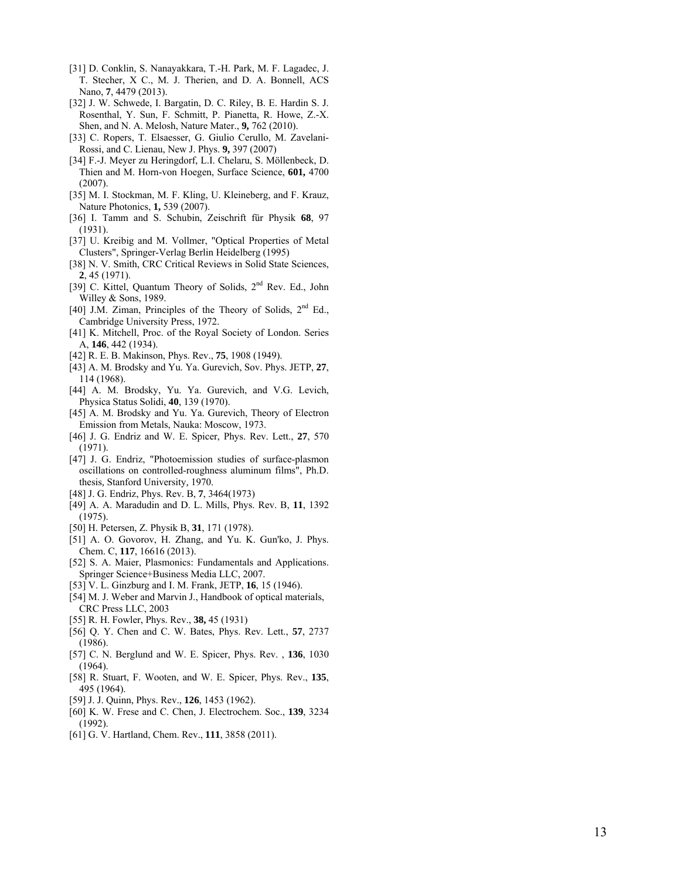[31] D. Conklin, S. Nanayakkara, T.-H. Park, M. F. Lagadec, J. T. Stecher, X C., M. J. Therien, and D. A. Bonnell, ACS Nano, **7**, 4479 (2013).

[32] J. W. Schwede, I. Bargatin, D. C. Riley, B. E. Hardin S. J. Rosenthal, Y. Sun, F. Schmitt, P. Pianetta, R. Howe, Z.-X. Shen, and N. A. Melosh, Nature Mater., **9,** 762 (2010).

[33] C. Ropers, T. Elsaesser, G. Giulio Cerullo, M. Zavelani-Rossi, and C. Lienau, New J. Phys. **9,** 397 (2007)

[34] F.-J. Meyer zu Heringdorf, L.I. Chelaru, S. Möllenbeck, D. Thien and M. Horn-von Hoegen, Surface Science, **601,** 4700 (2007).

[35] M. I. Stockman, M. F. Kling, U. Kleineberg, and F. Krauz, Nature Photonics, **1,** 539 (2007).

[36] I. Tamm and S. Schubin, Zeischrift für Physik **68**, 97 (1931).

[37] U. Kreibig and M. Vollmer, "Optical Properties of Metal Clusters", Springer-Verlag Berlin Heidelberg (1995)

[38] N. V. Smith, CRC Critical Reviews in Solid State Sciences, **2**, 45 (1971).

[39] C. Kittel, Quantum Theory of Solids, 2nd Rev. Ed., John Willey & Sons, 1989.

[40] J.M. Ziman, Principles of the Theory of Solids, 2nd Ed., Cambridge University Press, 1972.

[41] K. Mitchell, Proc. of the Royal Society of London. Series A, **146**, 442 (1934).

[42] R. E. B. Makinson, Phys. Rev., **75**, 1908 (1949).

[43] A. M. Brodsky and Yu. Ya. Gurevich, Sov. Phys. JETP, **27**, 114 (1968).

[44] A. M. Brodsky, Yu. Ya. Gurevich, and V.G. Levich, Physica Status Solidi, **40**, 139 (1970).

[45] A. M. Brodsky and Yu. Ya. Gurevich, Theory of Electron Emission from Metals, Nauka: Moscow, 1973.

[46] J. G. Endriz and W. E. Spicer, Phys. Rev. Lett., **27**, 570 (1971).

[47] J. G. Endriz, "Photoemission studies of surface-plasmon oscillations on controlled-roughness aluminum films", Ph.D. thesis, Stanford University, 1970.

[48] J. G. Endriz, Phys. Rev. B, **7**, 3464(1973)

[49] A. A. Maradudin and D. L. Mills, Phys. Rev. B, **11**, 1392 (1975).

[50] H. Petersen, Z. Physik B, **31**, 171 (1978).

[51] A. O. Govorov, H. Zhang, and Yu. K. Gun'ko, J. Phys. Chem. C, **117**, 16616 (2013).

[52] S. A. Maier, Plasmonics: Fundamentals and Applications. Springer Science+Business Media LLC, 2007.

[53] V. L. Ginzburg and I. M. Frank, JETP, **16**, 15 (1946).

[54] M. J. Weber and Marvin J., Handbook of optical materials, CRC Press LLC, 2003

[55] R. H. Fowler, Phys. Rev., **38,** 45 (1931)

[56] Q. Y. Chen and C. W. Bates, Phys. Rev. Lett., **57**, 2737 (1986).

[57] C. N. Berglund and W. E. Spicer, Phys. Rev. , **136**, 1030 (1964).

[58] R. Stuart, F. Wooten, and W. E. Spicer, Phys. Rev., **135**, 495 (1964).

[59] J. J. Quinn, Phys. Rev., **126**, 1453 (1962).

[60] K. W. Frese and C. Chen, J. Electrochem. Soc., **139**, 3234 (1992).

[61] G. V. Hartland, Chem. Rev., **111**, 3858 (2011).